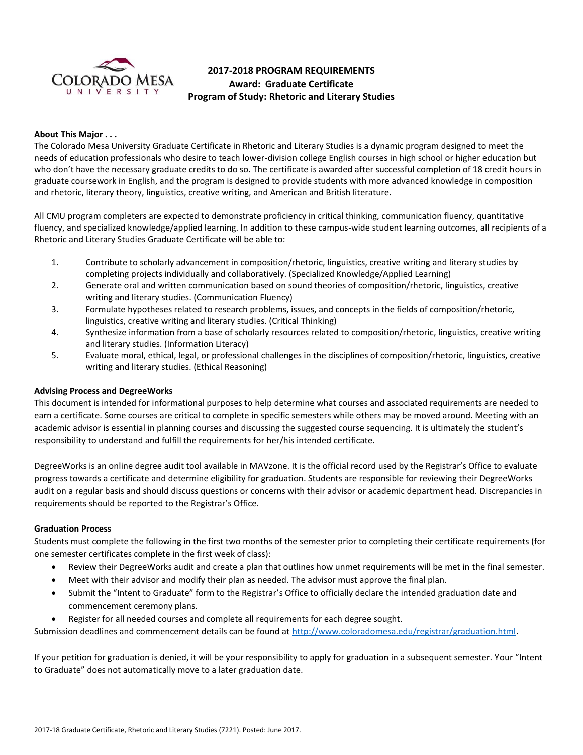# 2017-2018 PROGRAM REQUIREMENTS
## Award: Graduate Certificate
## Program of Study: Rhetoric and Literary Studies

**About This Major . . .**

The Colorado Mesa University Graduate Certificate in Rhetoric and Literary Studies is a dynamic program designed to meet the needs of education professionals who desire to teach lower-division college English courses in high school or higher education but who don't have the necessary graduate credits to do so. The certificate is awarded after successful completion of 18 credit hours in graduate coursework in English, and the program is designed to provide students with more advanced knowledge in composition and rhetoric, literary theory, linguistics, creative writing, and American and British literature.

All CMU program completers are expected to demonstrate proficiency in critical thinking, communication fluency, quantitative fluency, and specialized knowledge/applied learning. In addition to these campus-wide student learning outcomes, all recipients of a Rhetoric and Literary Studies Graduate Certificate will be able to:

1. Contribute to scholarly advancement in composition/rhetoric, linguistics, creative writing and literary studies by completing projects individually and collaboratively. (Specialized Knowledge/Applied Learning)
2. Generate oral and written communication based on sound theories of composition/rhetoric, linguistics, creative writing and literary studies. (Communication Fluency)
3. Formulate hypotheses related to research problems, issues, and concepts in the fields of composition/rhetoric, linguistics, creative writing and literary studies. (Critical Thinking)
4. Synthesize information from a base of scholarly resources related to composition/rhetoric, linguistics, creative writing and literary studies. (Information Literacy)
5. Evaluate moral, ethical, legal, or professional challenges in the disciplines of composition/rhetoric, linguistics, creative writing and literary studies. (Ethical Reasoning)

**Advising Process and DegreeWorks**

This document is intended for informational purposes to help determine what courses and associated requirements are needed to earn a certificate. Some courses are critical to complete in specific semesters while others may be moved around. Meeting with an academic advisor is essential in planning courses and discussing the suggested course sequencing. It is ultimately the student's responsibility to understand and fulfill the requirements for her/his intended certificate.

DegreeWorks is an online degree audit tool available in MAVzone. It is the official record used by the Registrar's Office to evaluate progress towards a certificate and determine eligibility for graduation. Students are responsible for reviewing their DegreeWorks audit on a regular basis and should discuss questions or concerns with their advisor or academic department head. Discrepancies in requirements should be reported to the Registrar's Office.

**Graduation Process**

Students must complete the following in the first two months of the semester prior to completing their certificate requirements (for one semester certificates complete in the first week of class):

- Review their DegreeWorks audit and create a plan that outlines how unmet requirements will be met in the final semester.
- Meet with their advisor and modify their plan as needed. The advisor must approve the final plan.
- Submit the "Intent to Graduate" form to the Registrar's Office to officially declare the intended graduation date and commencement ceremony plans.
- Register for all needed courses and complete all requirements for each degree sought.

Submission deadlines and commencement details can be found at http://www.coloradomesa.edu/registrar/graduation.html.

If your petition for graduation is denied, it will be your responsibility to apply for graduation in a subsequent semester. Your "Intent to Graduate" does not automatically move to a later graduation date.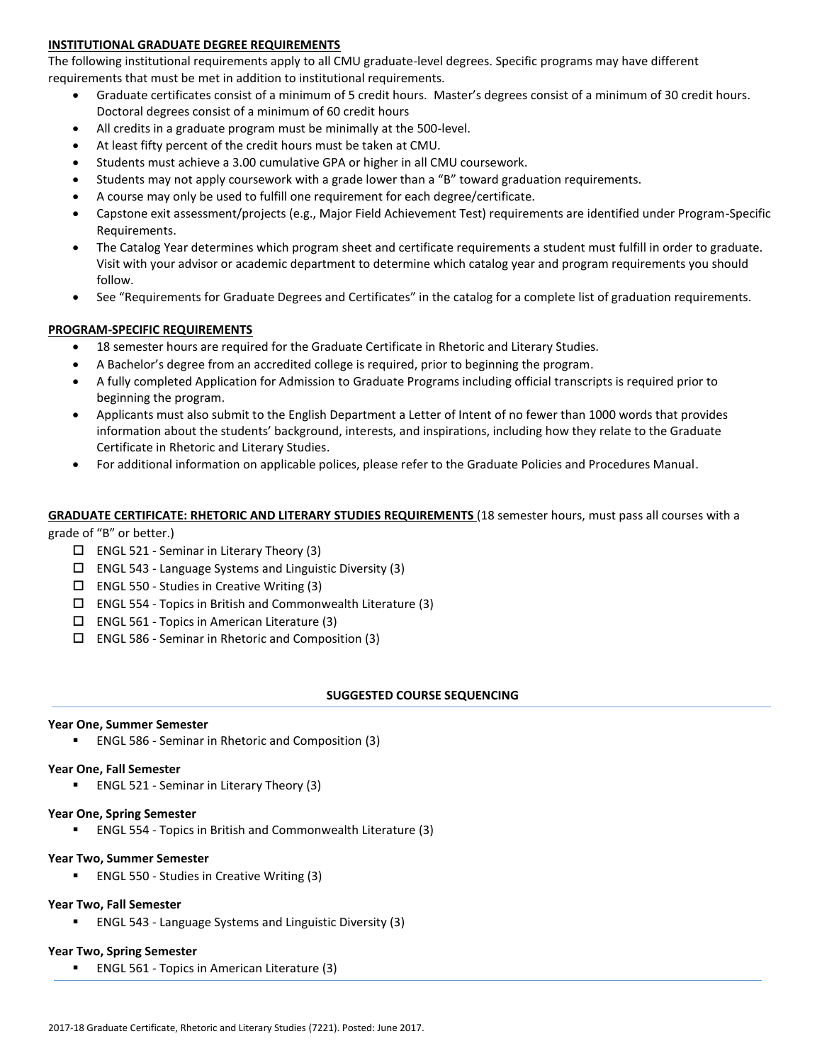## INSTITUTIONAL GRADUATE DEGREE REQUIREMENTS

The following institutional requirements apply to all CMU graduate-level degrees. Specific programs may have different requirements that must be met in addition to institutional requirements.

- Graduate certificates consist of a minimum of 5 credit hours. Master's degrees consist of a minimum of 30 credit hours. Doctoral degrees consist of a minimum of 60 credit hours
- All credits in a graduate program must be minimally at the 500-level.
- At least fifty percent of the credit hours must be taken at CMU.
- Students must achieve a 3.00 cumulative GPA or higher in all CMU coursework.
- Students may not apply coursework with a grade lower than a "B" toward graduation requirements.
- A course may only be used to fulfill one requirement for each degree/certificate.
- Capstone exit assessment/projects (e.g., Major Field Achievement Test) requirements are identified under Program-Specific Requirements.
- The Catalog Year determines which program sheet and certificate requirements a student must fulfill in order to graduate. Visit with your advisor or academic department to determine which catalog year and program requirements you should follow.
- See "Requirements for Graduate Degrees and Certificates" in the catalog for a complete list of graduation requirements.

## PROGRAM-SPECIFIC REQUIREMENTS

- 18 semester hours are required for the Graduate Certificate in Rhetoric and Literary Studies.
- A Bachelor's degree from an accredited college is required, prior to beginning the program.
- A fully completed Application for Admission to Graduate Programs including official transcripts is required prior to beginning the program.
- Applicants must also submit to the English Department a Letter of Intent of no fewer than 1000 words that provides information about the students' background, interests, and inspirations, including how they relate to the Graduate Certificate in Rhetoric and Literary Studies.
- For additional information on applicable polices, please refer to the Graduate Policies and Procedures Manual.

## GRADUATE CERTIFICATE: RHETORIC AND LITERARY STUDIES REQUIREMENTS (18 semester hours, must pass all courses with a grade of "B" or better.)

- ☐ ENGL 521 - Seminar in Literary Theory (3)
- ☐ ENGL 543 - Language Systems and Linguistic Diversity (3)
- ☐ ENGL 550 - Studies in Creative Writing (3)
- ☐ ENGL 554 - Topics in British and Commonwealth Literature (3)
- ☐ ENGL 561 - Topics in American Literature (3)
- ☐ ENGL 586 - Seminar in Rhetoric and Composition (3)

## SUGGESTED COURSE SEQUENCING

**Year One, Summer Semester**

- ENGL 586 - Seminar in Rhetoric and Composition (3)

**Year One, Fall Semester**

- ENGL 521 - Seminar in Literary Theory (3)

**Year One, Spring Semester**

- ENGL 554 - Topics in British and Commonwealth Literature (3)

**Year Two, Summer Semester**

- ENGL 550 - Studies in Creative Writing (3)

**Year Two, Fall Semester**

- ENGL 543 - Language Systems and Linguistic Diversity (3)

**Year Two, Spring Semester**

- ENGL 561 - Topics in American Literature (3)